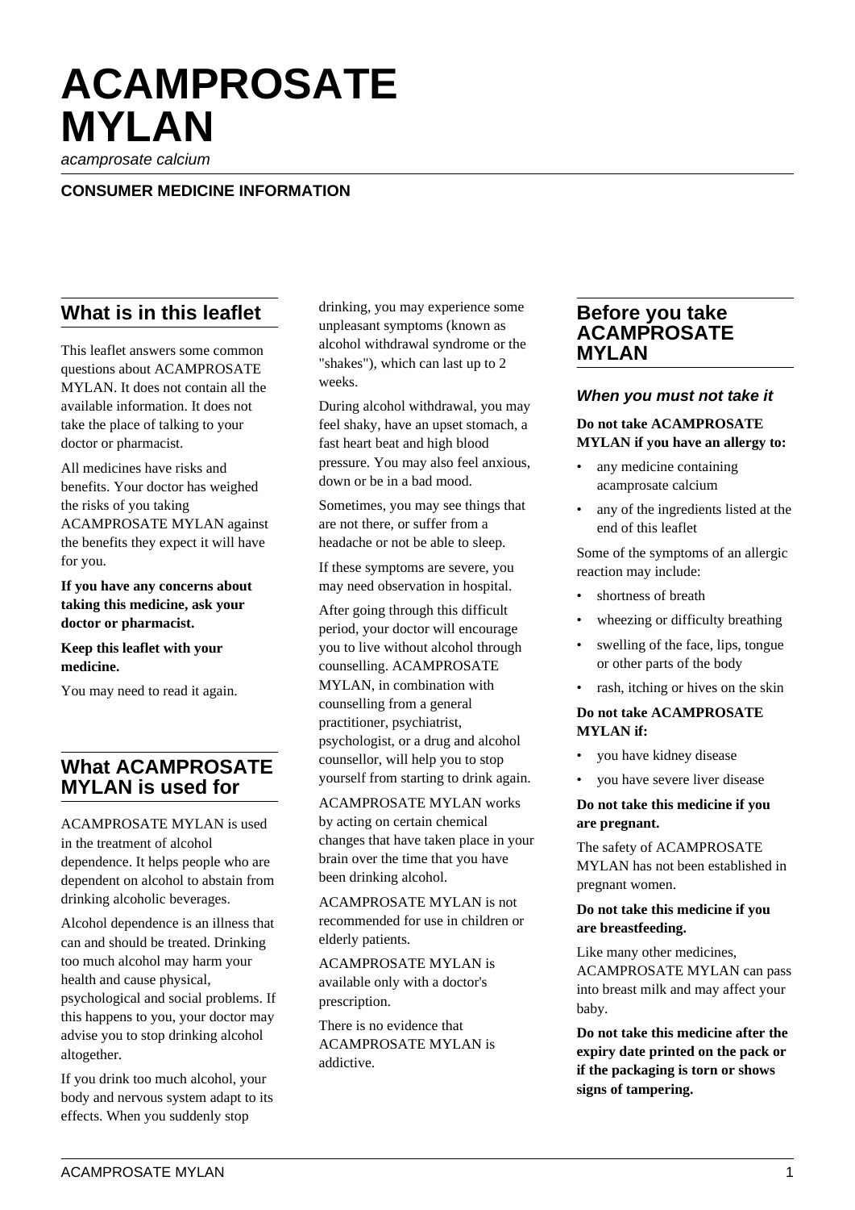# ACAMPROSATE MYLAN

*acamprosate calcium*

**CONSUMER MEDICINE INFORMATION**

## What is in this leaflet

This leaflet answers some common questions about ACAMPROSATE MYLAN. It does not contain all the available information. It does not take the place of talking to your doctor or pharmacist.

All medicines have risks and benefits. Your doctor has weighed the risks of you taking ACAMPROSATE MYLAN against the benefits they expect it will have for you.

**If you have any concerns about taking this medicine, ask your doctor or pharmacist.**

**Keep this leaflet with your medicine.**

You may need to read it again.

## What ACAMPROSATE MYLAN is used for

ACAMPROSATE MYLAN is used in the treatment of alcohol dependence. It helps people who are dependent on alcohol to abstain from drinking alcoholic beverages.

Alcohol dependence is an illness that can and should be treated. Drinking too much alcohol may harm your health and cause physical, psychological and social problems. If this happens to you, your doctor may advise you to stop drinking alcohol altogether.

If you drink too much alcohol, your body and nervous system adapt to its effects. When you suddenly stop drinking, you may experience some unpleasant symptoms (known as alcohol withdrawal syndrome or the "shakes"), which can last up to 2 weeks.

During alcohol withdrawal, you may feel shaky, have an upset stomach, a fast heart beat and high blood pressure. You may also feel anxious, down or be in a bad mood.

Sometimes, you may see things that are not there, or suffer from a headache or not be able to sleep.

If these symptoms are severe, you may need observation in hospital.

After going through this difficult period, your doctor will encourage you to live without alcohol through counselling. ACAMPROSATE MYLAN, in combination with counselling from a general practitioner, psychiatrist, psychologist, or a drug and alcohol counsellor, will help you to stop yourself from starting to drink again.

ACAMPROSATE MYLAN works by acting on certain chemical changes that have taken place in your brain over the time that you have been drinking alcohol.

ACAMPROSATE MYLAN is not recommended for use in children or elderly patients.

ACAMPROSATE MYLAN is available only with a doctor's prescription.

There is no evidence that ACAMPROSATE MYLAN is addictive.

## Before you take ACAMPROSATE MYLAN

### *When you must not take it*

**Do not take ACAMPROSATE MYLAN if you have an allergy to:**

- any medicine containing acamprosate calcium
- any of the ingredients listed at the end of this leaflet

Some of the symptoms of an allergic reaction may include:

- shortness of breath
- wheezing or difficulty breathing
- swelling of the face, lips, tongue or other parts of the body
- rash, itching or hives on the skin

**Do not take ACAMPROSATE MYLAN if:**

- you have kidney disease
- you have severe liver disease

**Do not take this medicine if you are pregnant.**

The safety of ACAMPROSATE MYLAN has not been established in pregnant women.

**Do not take this medicine if you are breastfeeding.**

Like many other medicines, ACAMPROSATE MYLAN can pass into breast milk and may affect your baby.

**Do not take this medicine after the expiry date printed on the pack or if the packaging is torn or shows signs of tampering.**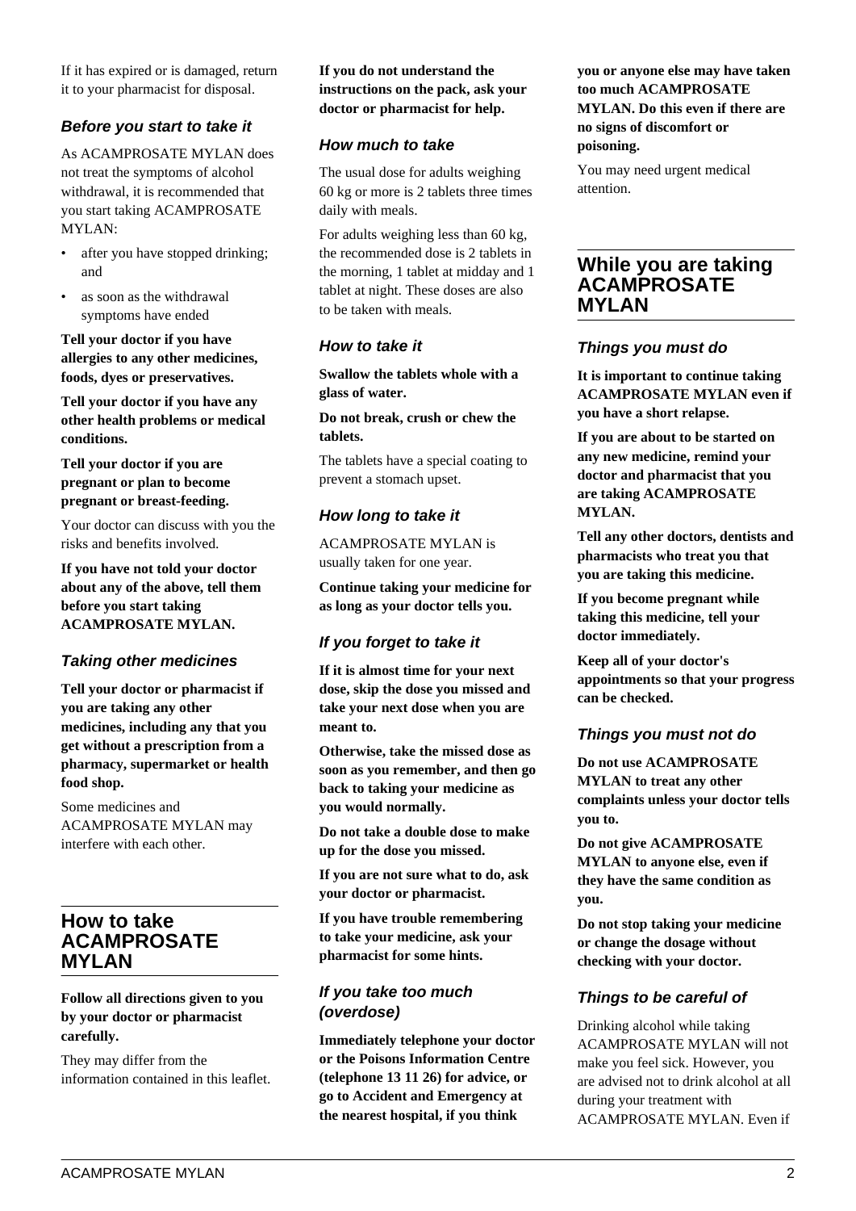If it has expired or is damaged, return it to your pharmacist for disposal.

### *Before you start to take it*

As ACAMPROSATE MYLAN does not treat the symptoms of alcohol withdrawal, it is recommended that you start taking ACAMPROSATE MYLAN:

- after you have stopped drinking; and
- as soon as the withdrawal symptoms have ended

**Tell your doctor if you have allergies to any other medicines, foods, dyes or preservatives.**

**Tell your doctor if you have any other health problems or medical conditions.**

**Tell your doctor if you are pregnant or plan to become pregnant or breast-feeding.**

Your doctor can discuss with you the risks and benefits involved.

**If you have not told your doctor about any of the above, tell them before you start taking ACAMPROSATE MYLAN.**

### *Taking other medicines*

**Tell your doctor or pharmacist if you are taking any other medicines, including any that you get without a prescription from a pharmacy, supermarket or health food shop.**

Some medicines and ACAMPROSATE MYLAN may interfere with each other.

## How to take ACAMPROSATE MYLAN

**Follow all directions given to you by your doctor or pharmacist carefully.**

They may differ from the information contained in this leaflet.

**If you do not understand the instructions on the pack, ask your doctor or pharmacist for help.**

### *How much to take*

The usual dose for adults weighing 60 kg or more is 2 tablets three times daily with meals.

For adults weighing less than 60 kg, the recommended dose is 2 tablets in the morning, 1 tablet at midday and 1 tablet at night. These doses are also to be taken with meals.

### *How to take it*

**Swallow the tablets whole with a glass of water.**

**Do not break, crush or chew the tablets.**

The tablets have a special coating to prevent a stomach upset.

### *How long to take it*

ACAMPROSATE MYLAN is usually taken for one year.

**Continue taking your medicine for as long as your doctor tells you.**

### *If you forget to take it*

**If it is almost time for your next dose, skip the dose you missed and take your next dose when you are meant to.**

**Otherwise, take the missed dose as soon as you remember, and then go back to taking your medicine as you would normally.**

**Do not take a double dose to make up for the dose you missed.**

**If you are not sure what to do, ask your doctor or pharmacist.**

**If you have trouble remembering to take your medicine, ask your pharmacist for some hints.**

### *If you take too much (overdose)*

**Immediately telephone your doctor or the Poisons Information Centre (telephone 13 11 26) for advice, or go to Accident and Emergency at the nearest hospital, if you think you or anyone else may have taken too much ACAMPROSATE MYLAN. Do this even if there are no signs of discomfort or poisoning.**

You may need urgent medical attention.

## While you are taking ACAMPROSATE MYLAN

### *Things you must do*

**It is important to continue taking ACAMPROSATE MYLAN even if you have a short relapse.**

**If you are about to be started on any new medicine, remind your doctor and pharmacist that you are taking ACAMPROSATE MYLAN.**

**Tell any other doctors, dentists and pharmacists who treat you that you are taking this medicine.**

**If you become pregnant while taking this medicine, tell your doctor immediately.**

**Keep all of your doctor's appointments so that your progress can be checked.**

### *Things you must not do*

**Do not use ACAMPROSATE MYLAN to treat any other complaints unless your doctor tells you to.**

**Do not give ACAMPROSATE MYLAN to anyone else, even if they have the same condition as you.**

**Do not stop taking your medicine or change the dosage without checking with your doctor.**

### *Things to be careful of*

Drinking alcohol while taking ACAMPROSATE MYLAN will not make you feel sick. However, you are advised not to drink alcohol at all during your treatment with ACAMPROSATE MYLAN. Even if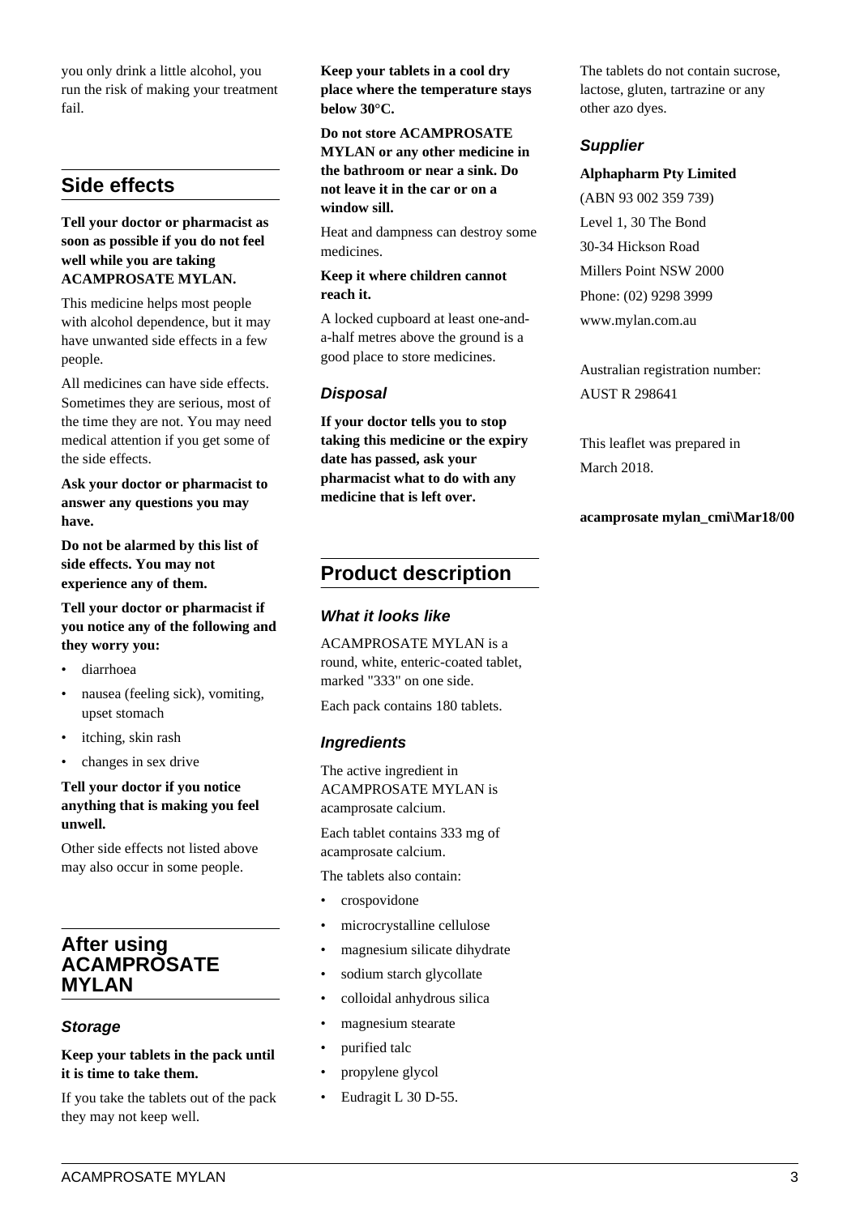you only drink a little alcohol, you run the risk of making your treatment fail.

## Side effects

**Tell your doctor or pharmacist as soon as possible if you do not feel well while you are taking ACAMPROSATE MYLAN.**

This medicine helps most people with alcohol dependence, but it may have unwanted side effects in a few people.

All medicines can have side effects. Sometimes they are serious, most of the time they are not. You may need medical attention if you get some of the side effects.

**Ask your doctor or pharmacist to answer any questions you may have.**

**Do not be alarmed by this list of side effects. You may not experience any of them.**

**Tell your doctor or pharmacist if you notice any of the following and they worry you:**

- diarrhoea
- nausea (feeling sick), vomiting, upset stomach
- itching, skin rash
- changes in sex drive

**Tell your doctor if you notice anything that is making you feel unwell.**

Other side effects not listed above may also occur in some people.

## After using ACAMPROSATE MYLAN

### *Storage*

**Keep your tablets in the pack until it is time to take them.**

If you take the tablets out of the pack they may not keep well.

**Keep your tablets in a cool dry place where the temperature stays below 30°C.**

**Do not store ACAMPROSATE MYLAN or any other medicine in the bathroom or near a sink. Do not leave it in the car or on a window sill.**

Heat and dampness can destroy some medicines.

**Keep it where children cannot reach it.**

A locked cupboard at least one-and-a-half metres above the ground is a good place to store medicines.

### *Disposal*

**If your doctor tells you to stop taking this medicine or the expiry date has passed, ask your pharmacist what to do with any medicine that is left over.**

## Product description

### *What it looks like*

ACAMPROSATE MYLAN is a round, white, enteric-coated tablet, marked "333" on one side.

Each pack contains 180 tablets.

### *Ingredients*

The active ingredient in ACAMPROSATE MYLAN is acamprosate calcium.

Each tablet contains 333 mg of acamprosate calcium.

The tablets also contain:

- crospovidone
- microcrystalline cellulose
- magnesium silicate dihydrate
- sodium starch glycollate
- colloidal anhydrous silica
- magnesium stearate
- purified talc
- propylene glycol
- Eudragit L 30 D-55.

The tablets do not contain sucrose, lactose, gluten, tartrazine or any other azo dyes.

### *Supplier*

**Alphapharm Pty Limited**

(ABN 93 002 359 739)

Level 1, 30 The Bond

30-34 Hickson Road

Millers Point NSW 2000

Phone: (02) 9298 3999

www.mylan.com.au

Australian registration number:

AUST R 298641

This leaflet was prepared in March 2018.

**acamprosate mylan_cmi\Mar18/00**